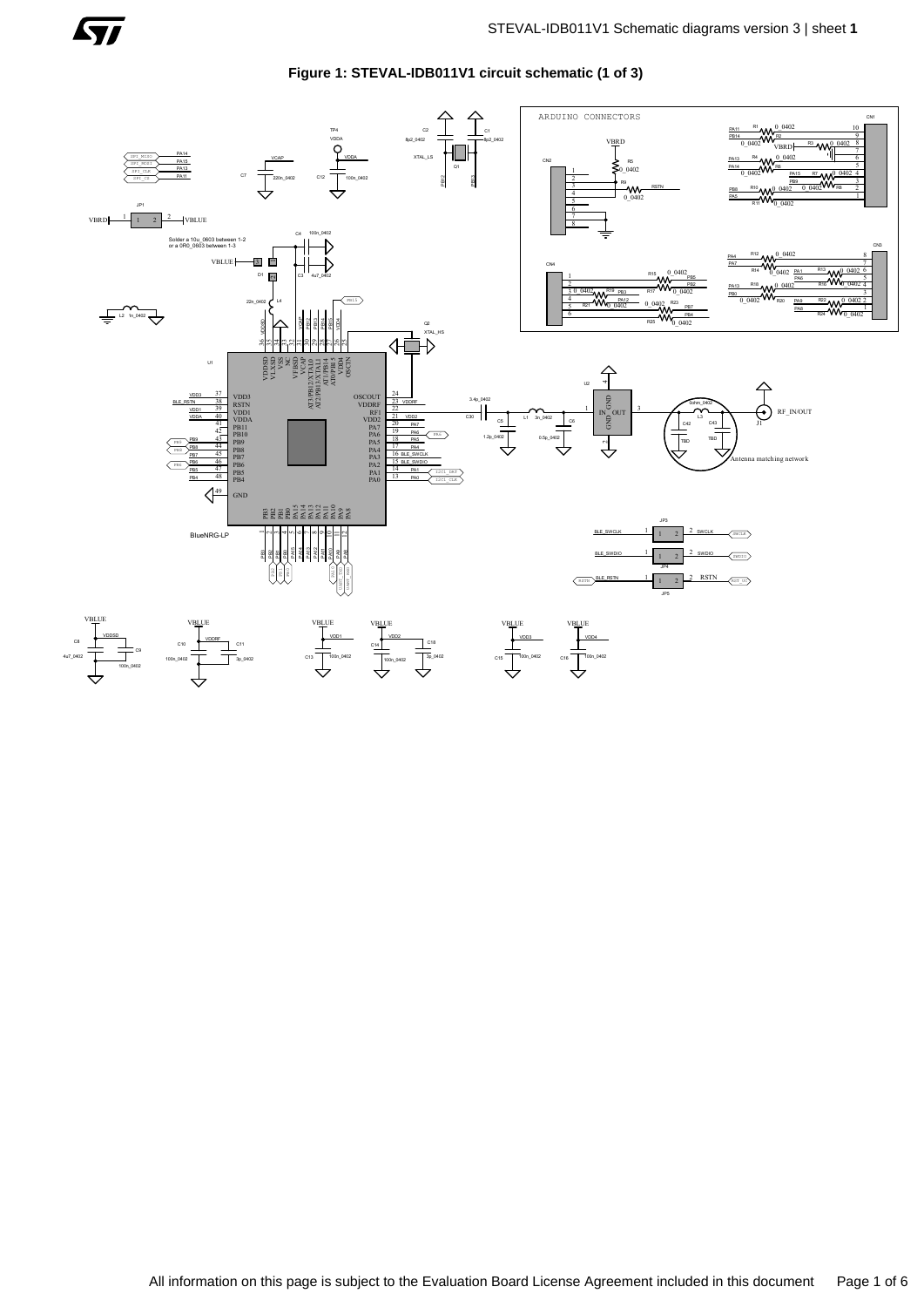**Figure 1: STEVAL-IDB011V1 circuit schematic (1 of 3)**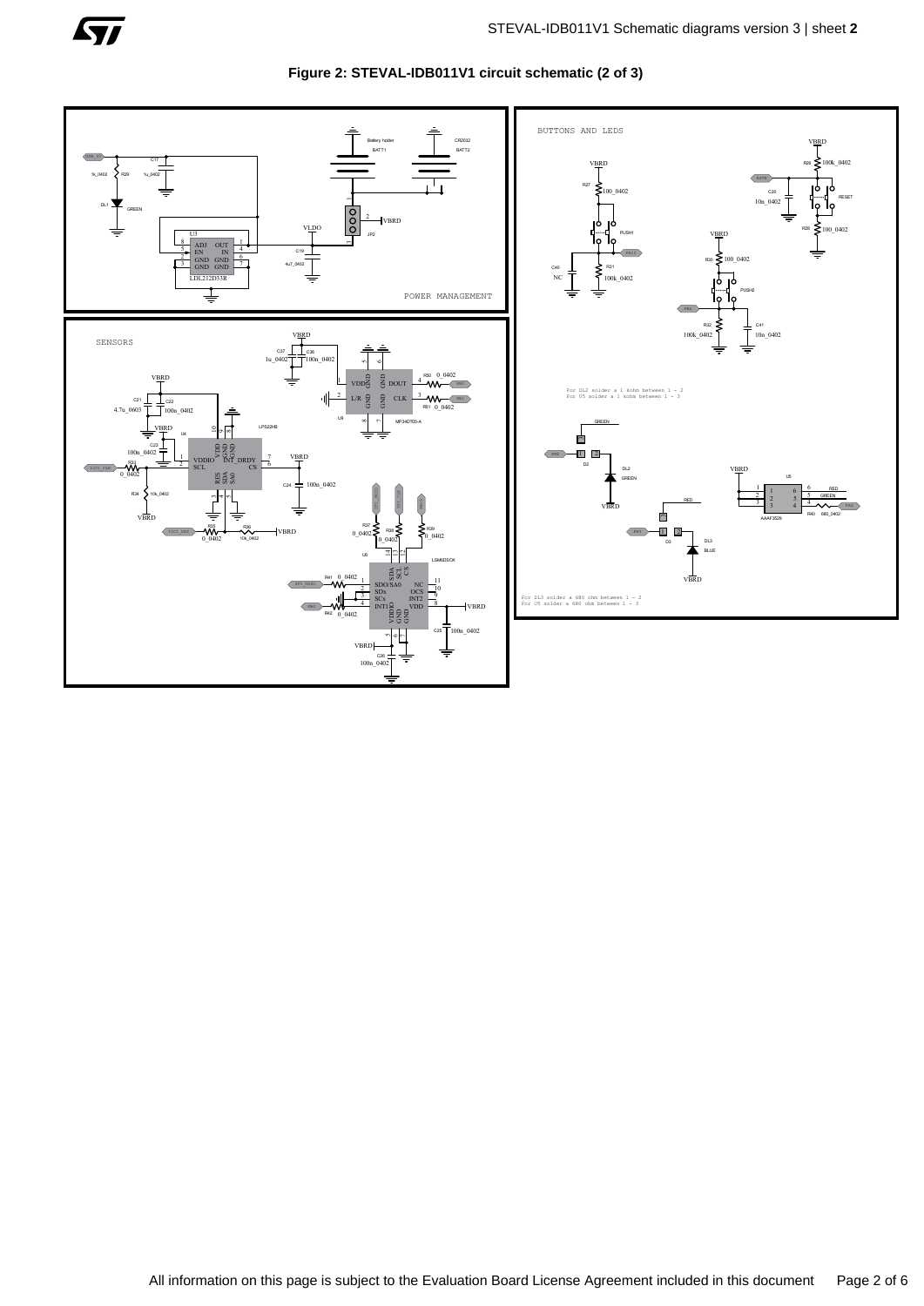**Figure 2: STEVAL-IDB011V1 circuit schematic (2 of 3)**

POWER MANAGEMENT

SENSORS

BUTTONS AND LEDS

For DL2 solder a 1 kohm between 1 - 2
For U5 solder a 1 kohm between 1 - 3

For DL3 solder a 680 ohm between 1 - 2
For U5 solder a 680 ohm between 1 - 3

All information on this page is subject to the Evaluation Board License Agreement included in this document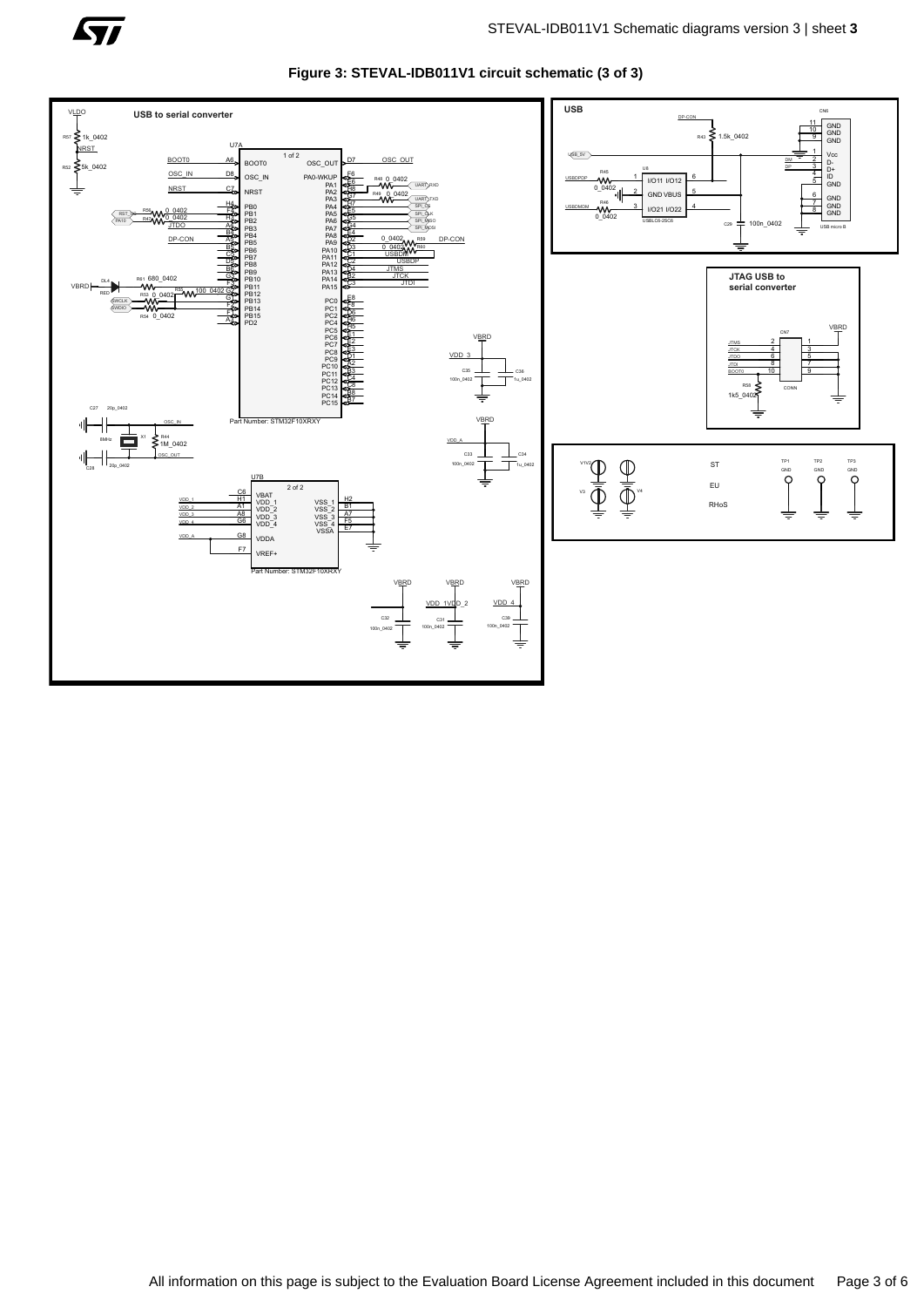**Figure 3: STEVAL-IDB011V1 circuit schematic (3 of 3)**

USB to serial converter

USB

JTAG USB to serial converter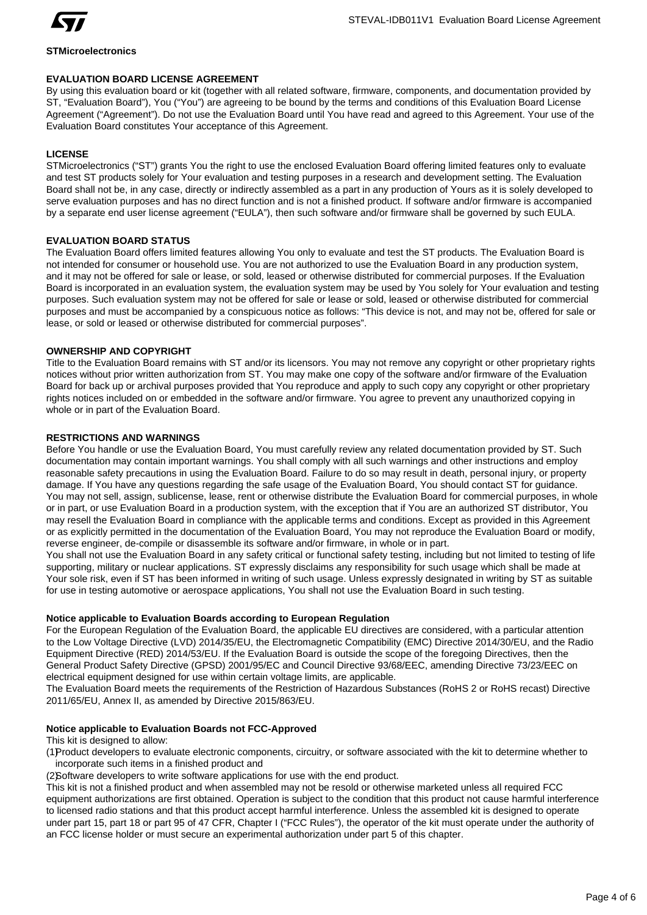**STMicroelectronics**

## EVALUATION BOARD LICENSE AGREEMENT

By using this evaluation board or kit (together with all related software, firmware, components, and documentation provided by ST, "Evaluation Board"), You ("You") are agreeing to be bound by the terms and conditions of this Evaluation Board License Agreement ("Agreement"). Do not use the Evaluation Board until You have read and agreed to this Agreement. Your use of the Evaluation Board constitutes Your acceptance of this Agreement.

### LICENSE

STMicroelectronics ("ST") grants You the right to use the enclosed Evaluation Board offering limited features only to evaluate and test ST products solely for Your evaluation and testing purposes in a research and development setting. The Evaluation Board shall not be, in any case, directly or indirectly assembled as a part in any production of Yours as it is solely developed to serve evaluation purposes and has no direct function and is not a finished product. If software and/or firmware is accompanied by a separate end user license agreement ("EULA"), then such software and/or firmware shall be governed by such EULA.

### EVALUATION BOARD STATUS

The Evaluation Board offers limited features allowing You only to evaluate and test the ST products. The Evaluation Board is not intended for consumer or household use. You are not authorized to use the Evaluation Board in any production system, and it may not be offered for sale or lease, or sold, leased or otherwise distributed for commercial purposes. If the Evaluation Board is incorporated in an evaluation system, the evaluation system may be used by You solely for Your evaluation and testing purposes. Such evaluation system may not be offered for sale or lease or sold, leased or otherwise distributed for commercial purposes and must be accompanied by a conspicuous notice as follows: "This device is not, and may not be, offered for sale or lease, or sold or leased or otherwise distributed for commercial purposes".

### OWNERSHIP AND COPYRIGHT

Title to the Evaluation Board remains with ST and/or its licensors. You may not remove any copyright or other proprietary rights notices without prior written authorization from ST. You may make one copy of the software and/or firmware of the Evaluation Board for back up or archival purposes provided that You reproduce and apply to such copy any copyright or other proprietary rights notices included on or embedded in the software and/or firmware. You agree to prevent any unauthorized copying in whole or in part of the Evaluation Board.

### RESTRICTIONS AND WARNINGS

Before You handle or use the Evaluation Board, You must carefully review any related documentation provided by ST. Such documentation may contain important warnings. You shall comply with all such warnings and other instructions and employ reasonable safety precautions in using the Evaluation Board. Failure to do so may result in death, personal injury, or property damage. If You have any questions regarding the safe usage of the Evaluation Board, You should contact ST for guidance. You may not sell, assign, sublicense, lease, rent or otherwise distribute the Evaluation Board for commercial purposes, in whole or in part, or use Evaluation Board in a production system, with the exception that if You are an authorized ST distributor, You may resell the Evaluation Board in compliance with the applicable terms and conditions. Except as provided in this Agreement or as explicitly permitted in the documentation of the Evaluation Board, You may not reproduce the Evaluation Board or modify, reverse engineer, de-compile or disassemble its software and/or firmware, in whole or in part.

You shall not use the Evaluation Board in any safety critical or functional safety testing, including but not limited to testing of life supporting, military or nuclear applications. ST expressly disclaims any responsibility for such usage which shall be made at Your sole risk, even if ST has been informed in writing of such usage. Unless expressly designated in writing by ST as suitable for use in testing automotive or aerospace applications, You shall not use the Evaluation Board in such testing.

### Notice applicable to Evaluation Boards according to European Regulation

For the European Regulation of the Evaluation Board, the applicable EU directives are considered, with a particular attention to the Low Voltage Directive (LVD) 2014/35/EU, the Electromagnetic Compatibility (EMC) Directive 2014/30/EU, and the Radio Equipment Directive (RED) 2014/53/EU. If the Evaluation Board is outside the scope of the foregoing Directives, then the General Product Safety Directive (GPSD) 2001/95/EC and Council Directive 93/68/EEC, amending Directive 73/23/EEC on electrical equipment designed for use within certain voltage limits, are applicable.

The Evaluation Board meets the requirements of the Restriction of Hazardous Substances (RoHS 2 or RoHS recast) Directive 2011/65/EU, Annex II, as amended by Directive 2015/863/EU.

### Notice applicable to Evaluation Boards not FCC-Approved

This kit is designed to allow:

(1) Product developers to evaluate electronic components, circuitry, or software associated with the kit to determine whether to incorporate such items in a finished product and

(2) Software developers to write software applications for use with the end product.

This kit is not a finished product and when assembled may not be resold or otherwise marketed unless all required FCC equipment authorizations are first obtained. Operation is subject to the condition that this product not cause harmful interference to licensed radio stations and that this product accept harmful interference. Unless the assembled kit is designed to operate under part 15, part 18 or part 95 of 47 CFR, Chapter I ("FCC Rules"), the operator of the kit must operate under the authority of an FCC license holder or must secure an experimental authorization under part 5 of this chapter.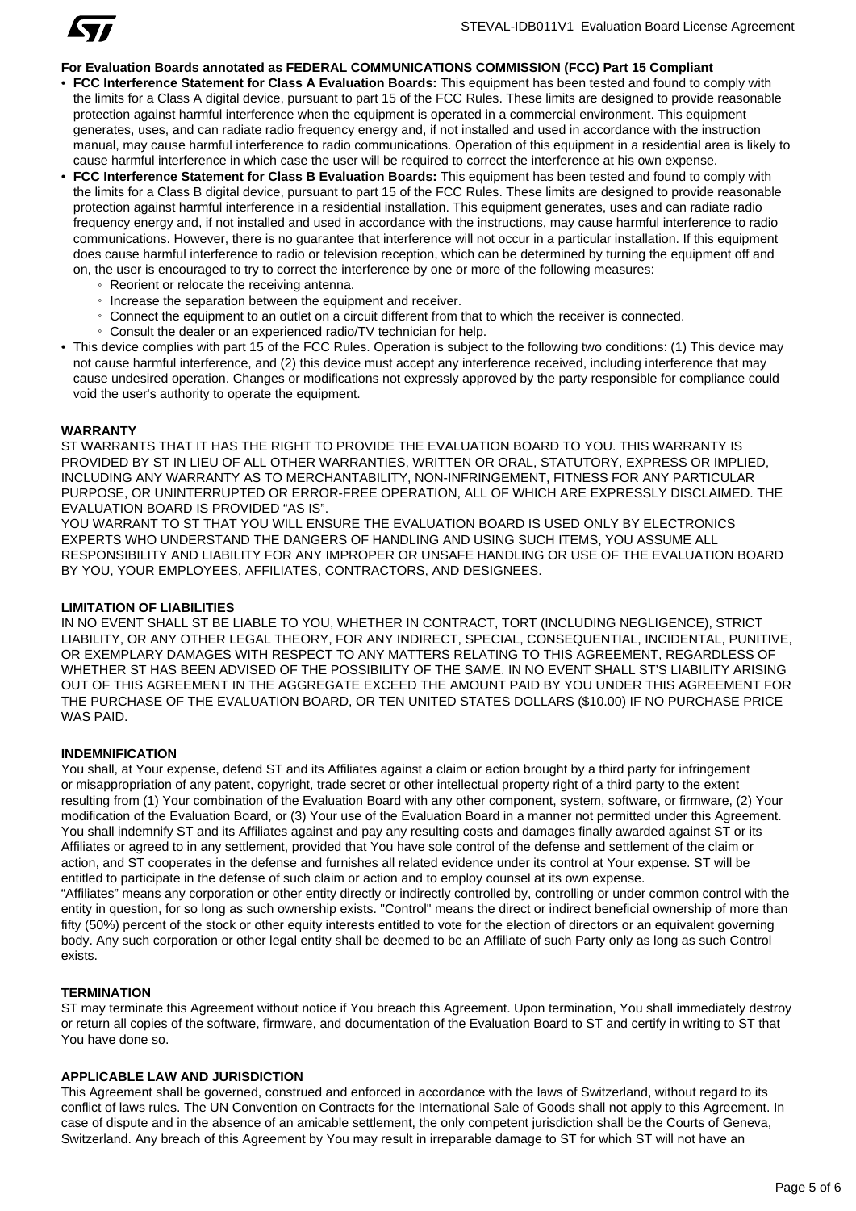**For Evaluation Boards annotated as FEDERAL COMMUNICATIONS COMMISSION (FCC) Part 15 Compliant**

- **FCC Interference Statement for Class A Evaluation Boards:** This equipment has been tested and found to comply with the limits for a Class A digital device, pursuant to part 15 of the FCC Rules. These limits are designed to provide reasonable protection against harmful interference when the equipment is operated in a commercial environment. This equipment generates, uses, and can radiate radio frequency energy and, if not installed and used in accordance with the instruction manual, may cause harmful interference to radio communications. Operation of this equipment in a residential area is likely to cause harmful interference in which case the user will be required to correct the interference at his own expense.
- **FCC Interference Statement for Class B Evaluation Boards:** This equipment has been tested and found to comply with the limits for a Class B digital device, pursuant to part 15 of the FCC Rules. These limits are designed to provide reasonable protection against harmful interference in a residential installation. This equipment generates, uses and can radiate radio frequency energy and, if not installed and used in accordance with the instructions, may cause harmful interference to radio communications. However, there is no guarantee that interference will not occur in a particular installation. If this equipment does cause harmful interference to radio or television reception, which can be determined by turning the equipment off and on, the user is encouraged to try to correct the interference by one or more of the following measures:
  - Reorient or relocate the receiving antenna.
  - Increase the separation between the equipment and receiver.
  - Connect the equipment to an outlet on a circuit different from that to which the receiver is connected.
  - Consult the dealer or an experienced radio/TV technician for help.
- This device complies with part 15 of the FCC Rules. Operation is subject to the following two conditions: (1) This device may not cause harmful interference, and (2) this device must accept any interference received, including interference that may cause undesired operation. Changes or modifications not expressly approved by the party responsible for compliance could void the user's authority to operate the equipment.

**WARRANTY**

ST WARRANTS THAT IT HAS THE RIGHT TO PROVIDE THE EVALUATION BOARD TO YOU. THIS WARRANTY IS PROVIDED BY ST IN LIEU OF ALL OTHER WARRANTIES, WRITTEN OR ORAL, STATUTORY, EXPRESS OR IMPLIED, INCLUDING ANY WARRANTY AS TO MERCHANTABILITY, NON-INFRINGEMENT, FITNESS FOR ANY PARTICULAR PURPOSE, OR UNINTERRUPTED OR ERROR-FREE OPERATION, ALL OF WHICH ARE EXPRESSLY DISCLAIMED. THE EVALUATION BOARD IS PROVIDED "AS IS".

YOU WARRANT TO ST THAT YOU WILL ENSURE THE EVALUATION BOARD IS USED ONLY BY ELECTRONICS EXPERTS WHO UNDERSTAND THE DANGERS OF HANDLING AND USING SUCH ITEMS, YOU ASSUME ALL RESPONSIBILITY AND LIABILITY FOR ANY IMPROPER OR UNSAFE HANDLING OR USE OF THE EVALUATION BOARD BY YOU, YOUR EMPLOYEES, AFFILIATES, CONTRACTORS, AND DESIGNEES.

**LIMITATION OF LIABILITIES**

IN NO EVENT SHALL ST BE LIABLE TO YOU, WHETHER IN CONTRACT, TORT (INCLUDING NEGLIGENCE), STRICT LIABILITY, OR ANY OTHER LEGAL THEORY, FOR ANY INDIRECT, SPECIAL, CONSEQUENTIAL, INCIDENTAL, PUNITIVE, OR EXEMPLARY DAMAGES WITH RESPECT TO ANY MATTERS RELATING TO THIS AGREEMENT, REGARDLESS OF WHETHER ST HAS BEEN ADVISED OF THE POSSIBILITY OF THE SAME. IN NO EVENT SHALL ST'S LIABILITY ARISING OUT OF THIS AGREEMENT IN THE AGGREGATE EXCEED THE AMOUNT PAID BY YOU UNDER THIS AGREEMENT FOR THE PURCHASE OF THE EVALUATION BOARD, OR TEN UNITED STATES DOLLARS ($10.00) IF NO PURCHASE PRICE WAS PAID.

**INDEMNIFICATION**

You shall, at Your expense, defend ST and its Affiliates against a claim or action brought by a third party for infringement or misappropriation of any patent, copyright, trade secret or other intellectual property right of a third party to the extent resulting from (1) Your combination of the Evaluation Board with any other component, system, software, or firmware, (2) Your modification of the Evaluation Board, or (3) Your use of the Evaluation Board in a manner not permitted under this Agreement. You shall indemnify ST and its Affiliates against and pay any resulting costs and damages finally awarded against ST or its Affiliates or agreed to in any settlement, provided that You have sole control of the defense and settlement of the claim or action, and ST cooperates in the defense and furnishes all related evidence under its control at Your expense. ST will be entitled to participate in the defense of such claim or action and to employ counsel at its own expense.

"Affiliates" means any corporation or other entity directly or indirectly controlled by, controlling or under common control with the entity in question, for so long as such ownership exists. "Control" means the direct or indirect beneficial ownership of more than fifty (50%) percent of the stock or other equity interests entitled to vote for the election of directors or an equivalent governing body. Any such corporation or other legal entity shall be deemed to be an Affiliate of such Party only as long as such Control exists.

**TERMINATION**

ST may terminate this Agreement without notice if You breach this Agreement. Upon termination, You shall immediately destroy or return all copies of the software, firmware, and documentation of the Evaluation Board to ST and certify in writing to ST that You have done so.

**APPLICABLE LAW AND JURISDICTION**

This Agreement shall be governed, construed and enforced in accordance with the laws of Switzerland, without regard to its conflict of laws rules. The UN Convention on Contracts for the International Sale of Goods shall not apply to this Agreement. In case of dispute and in the absence of an amicable settlement, the only competent jurisdiction shall be the Courts of Geneva, Switzerland. Any breach of this Agreement by You may result in irreparable damage to ST for which ST will not have an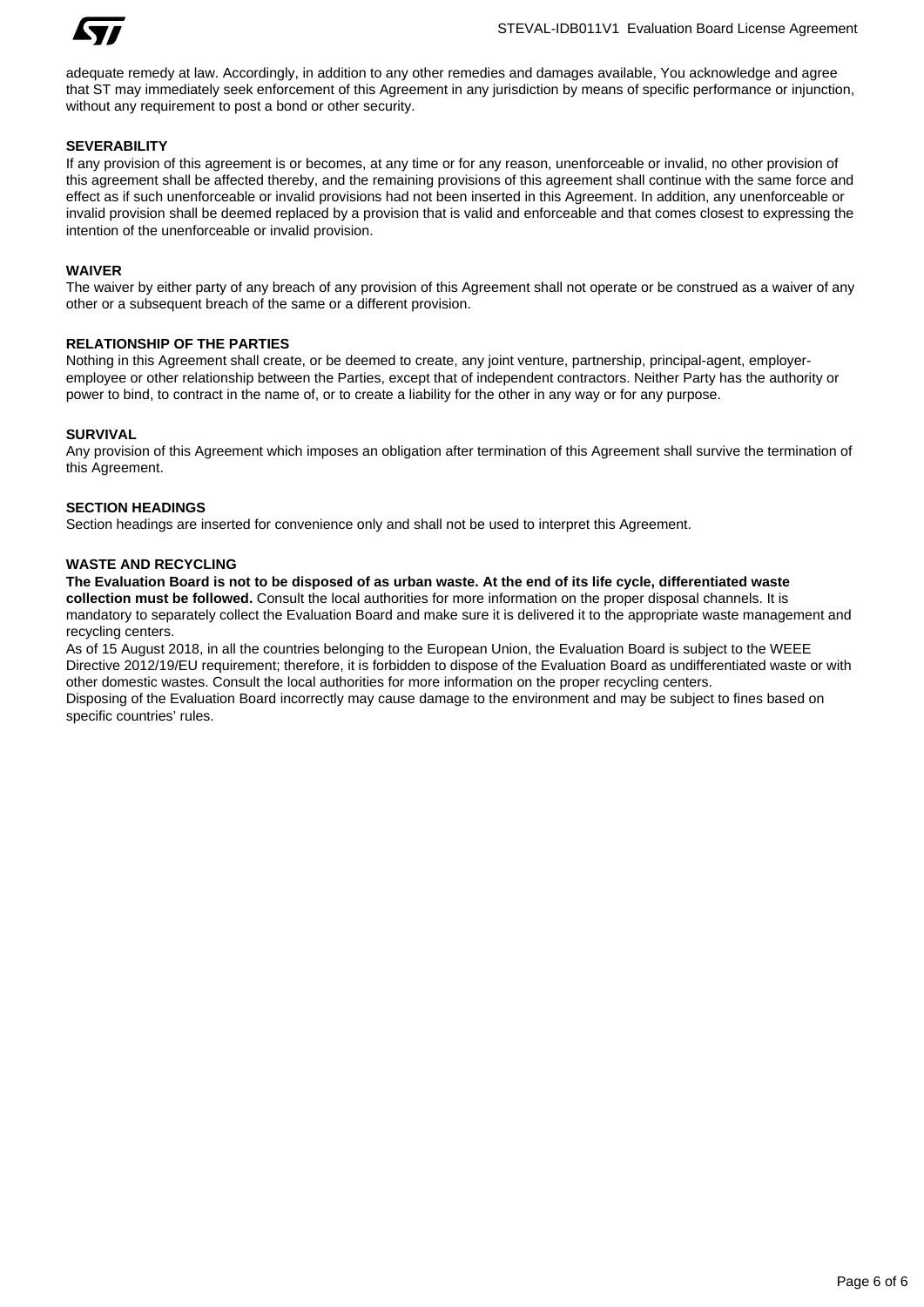adequate remedy at law. Accordingly, in addition to any other remedies and damages available, You acknowledge and agree that ST may immediately seek enforcement of this Agreement in any jurisdiction by means of specific performance or injunction, without any requirement to post a bond or other security.

**SEVERABILITY**

If any provision of this agreement is or becomes, at any time or for any reason, unenforceable or invalid, no other provision of this agreement shall be affected thereby, and the remaining provisions of this agreement shall continue with the same force and effect as if such unenforceable or invalid provisions had not been inserted in this Agreement. In addition, any unenforceable or invalid provision shall be deemed replaced by a provision that is valid and enforceable and that comes closest to expressing the intention of the unenforceable or invalid provision.

**WAIVER**

The waiver by either party of any breach of any provision of this Agreement shall not operate or be construed as a waiver of any other or a subsequent breach of the same or a different provision.

**RELATIONSHIP OF THE PARTIES**

Nothing in this Agreement shall create, or be deemed to create, any joint venture, partnership, principal-agent, employer-employee or other relationship between the Parties, except that of independent contractors. Neither Party has the authority or power to bind, to contract in the name of, or to create a liability for the other in any way or for any purpose.

**SURVIVAL**

Any provision of this Agreement which imposes an obligation after termination of this Agreement shall survive the termination of this Agreement.

**SECTION HEADINGS**

Section headings are inserted for convenience only and shall not be used to interpret this Agreement.

**WASTE AND RECYCLING**

**The Evaluation Board is not to be disposed of as urban waste. At the end of its life cycle, differentiated waste collection must be followed.** Consult the local authorities for more information on the proper disposal channels. It is mandatory to separately collect the Evaluation Board and make sure it is delivered it to the appropriate waste management and recycling centers.

As of 15 August 2018, in all the countries belonging to the European Union, the Evaluation Board is subject to the WEEE Directive 2012/19/EU requirement; therefore, it is forbidden to dispose of the Evaluation Board as undifferentiated waste or with other domestic wastes. Consult the local authorities for more information on the proper recycling centers.

Disposing of the Evaluation Board incorrectly may cause damage to the environment and may be subject to fines based on specific countries' rules.